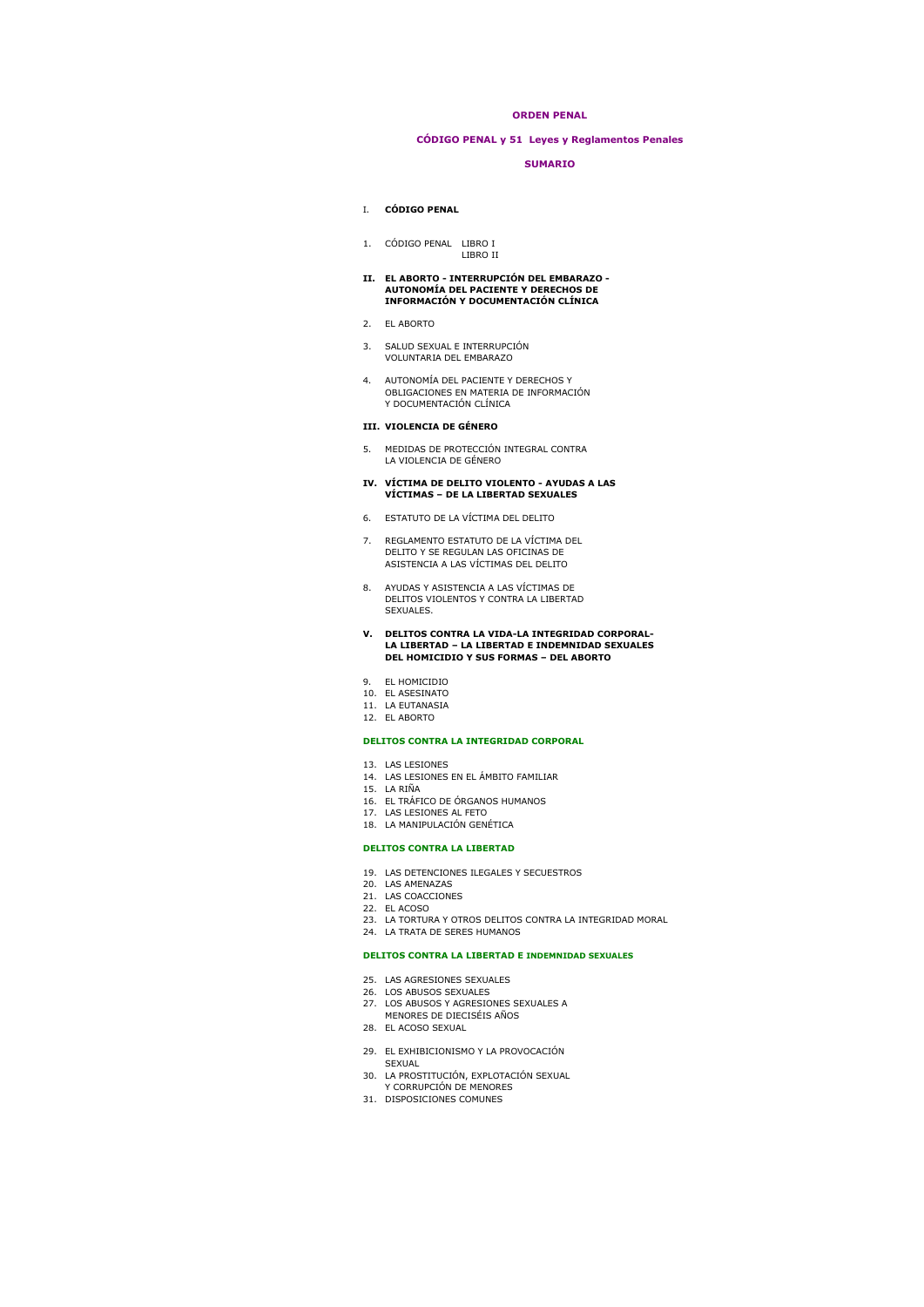# ORDEN PENAL

## CÓDIGO PENAL y 51 Leyes y Reglamentos Penales

## SUMARIO

### I. CÓDIGO PENAL

1. CÓDIGO PENAL LIBRO I
   LIBRO II

### II. EL ABORTO - INTERRUPCIÓN DEL EMBARAZO - AUTONOMÍA DEL PACIENTE Y DERECHOS DE INFORMACIÓN Y DOCUMENTACIÓN CLÍNICA

2. EL ABORTO
3. SALUD SEXUAL E INTERRUPCIÓN VOLUNTARIA DEL EMBARAZO
4. AUTONOMÍA DEL PACIENTE Y DERECHOS Y OBLIGACIONES EN MATERIA DE INFORMACIÓN Y DOCUMENTACIÓN CLÍNICA

### III. VIOLENCIA DE GÉNERO

5. MEDIDAS DE PROTECCIÓN INTEGRAL CONTRA LA VIOLENCIA DE GÉNERO

### IV. VÍCTIMA DE DELITO VIOLENTO - AYUDAS A LAS VÍCTIMAS – DE LA LIBERTAD SEXUALES

6. ESTATUTO DE LA VÍCTIMA DEL DELITO
7. REGLAMENTO ESTATUTO DE LA VÍCTIMA DEL DELITO Y SE REGULAN LAS OFICINAS DE ASISTENCIA A LAS VÍCTIMAS DEL DELITO
8. AYUDAS Y ASISTENCIA A LAS VÍCTIMAS DE DELITOS VIOLENTOS Y CONTRA LA LIBERTAD SEXUALES.

### V. DELITOS CONTRA LA VIDA-LA INTEGRIDAD CORPORAL-LA LIBERTAD – LA LIBERTAD E INDEMNIDAD SEXUALES DEL HOMICIDIO Y SUS FORMAS – DEL ABORTO

9. EL HOMICIDIO
10. EL ASESINATO
11. LA EUTANASIA
12. EL ABORTO

#### DELITOS CONTRA LA INTEGRIDAD CORPORAL

13. LAS LESIONES
14. LAS LESIONES EN EL ÁMBITO FAMILIAR
15. LA RIÑA
16. EL TRÁFICO DE ÓRGANOS HUMANOS
17. LAS LESIONES AL FETO
18. LA MANIPULACIÓN GENÉTICA

#### DELITOS CONTRA LA LIBERTAD

19. LAS DETENCIONES ILEGALES Y SECUESTROS
20. LAS AMENAZAS
21. LAS COACCIONES
22. EL ACOSO
23. LA TORTURA Y OTROS DELITOS CONTRA LA INTEGRIDAD MORAL
24. LA TRATA DE SERES HUMANOS

#### DELITOS CONTRA LA LIBERTAD E INDEMNIDAD SEXUALES

25. LAS AGRESIONES SEXUALES
26. LOS ABUSOS SEXUALES
27. LOS ABUSOS Y AGRESIONES SEXUALES A MENORES DE DIECISÉIS AÑOS
28. EL ACOSO SEXUAL
29. EL EXHIBICIONISMO Y LA PROVOCACIÓN SEXUAL
30. LA PROSTITUCIÓN, EXPLOTACIÓN SEXUAL Y CORRUPCIÓN DE MENORES
31. DISPOSICIONES COMUNES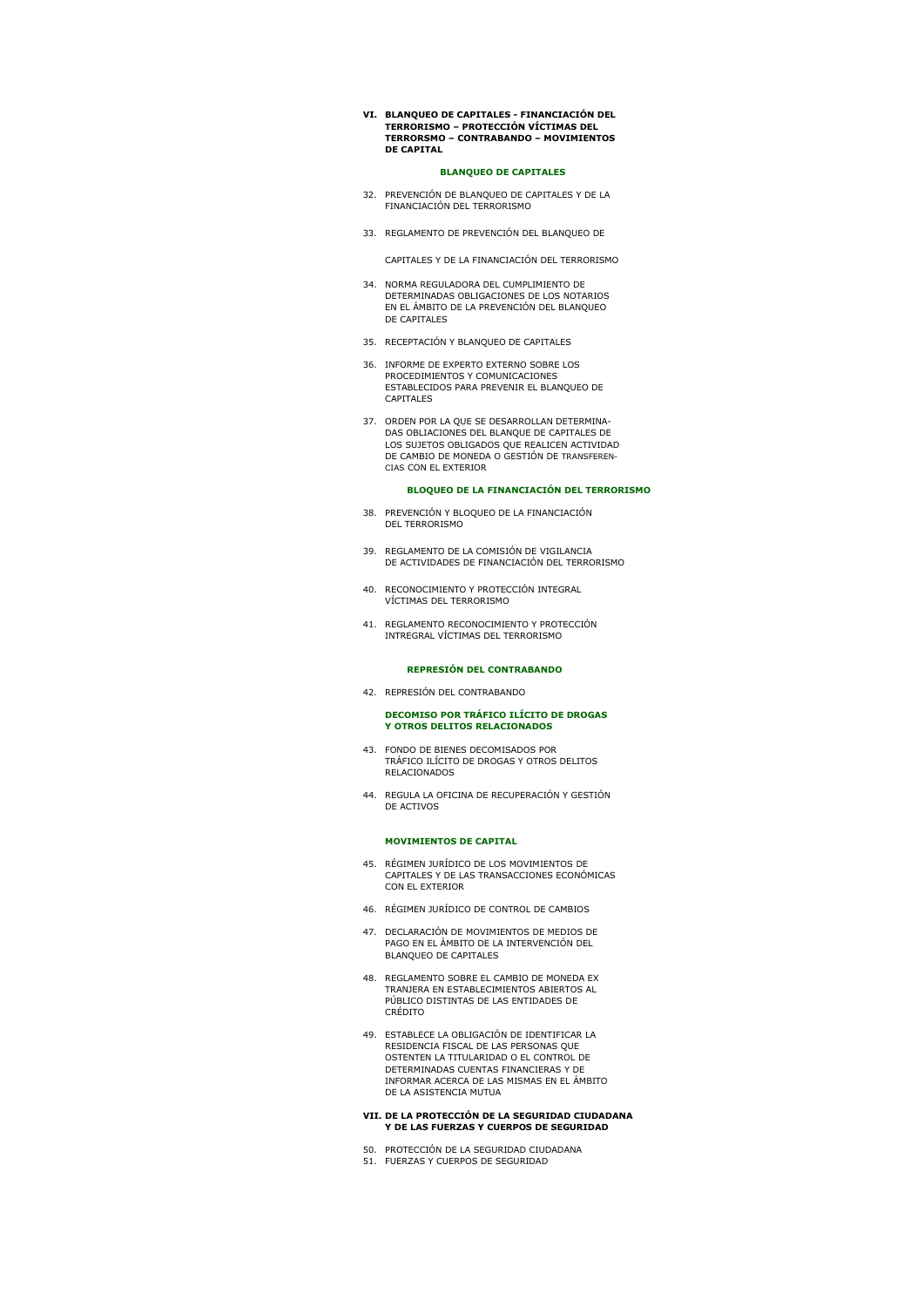## VI. BLANQUEO DE CAPITALES - FINANCIACIÓN DEL TERRORISMO – PROTECCIÓN VÍCTIMAS DEL TERRORSMO – CONTRABANDO – MOVIMIENTOS DE CAPITAL

### BLANQUEO DE CAPITALES

32. PREVENCIÓN DE BLANQUEO DE CAPITALES Y DE LA FINANCIACIÓN DEL TERRORISMO

33. REGLAMENTO DE PREVENCIÓN DEL BLANQUEO DE

    CAPITALES Y DE LA FINANCIACIÓN DEL TERRORISMO

34. NORMA REGULADORA DEL CUMPLIMIENTO DE DETERMINADAS OBLIGACIONES DE LOS NOTARIOS EN EL ÁMBITO DE LA PREVENCIÓN DEL BLANQUEO DE CAPITALES

35. RECEPTACIÓN Y BLANQUEO DE CAPITALES

36. INFORME DE EXPERTO EXTERNO SOBRE LOS PROCEDIMIENTOS Y COMUNICACIONES ESTABLECIDOS PARA PREVENIR EL BLANQUEO DE CAPITALES

37. ORDEN POR LA QUE SE DESARROLLAN DETERMINADAS OBLIACIONES DEL BLANQUE DE CAPITALES DE LOS SUJETOS OBLIGADOS QUE REALICEN ACTIVIDAD DE CAMBIO DE MONEDA O GESTIÓN DE TRANSFERENCIAS CON EL EXTERIOR

### BLOQUEO DE LA FINANCIACIÓN DEL TERRORISMO

38. PREVENCIÓN Y BLOQUEO DE LA FINANCIACIÓN DEL TERRORISMO

39. REGLAMENTO DE LA COMISIÓN DE VIGILANCIA DE ACTIVIDADES DE FINANCIACIÓN DEL TERRORISMO

40. RECONOCIMIENTO Y PROTECCIÓN INTEGRAL VÍCTIMAS DEL TERRORISMO

41. REGLAMENTO RECONOCIMIENTO Y PROTECCIÓN INTREGRAL VÍCTIMAS DEL TERRORISMO

### REPRESIÓN DEL CONTRABANDO

42. REPRESIÓN DEL CONTRABANDO

### DECOMISO POR TRÁFICO ILÍCITO DE DROGAS Y OTROS DELITOS RELACIONADOS

43. FONDO DE BIENES DECOMISADOS POR TRÁFICO ILÍCITO DE DROGAS Y OTROS DELITOS RELACIONADOS

44. REGULA LA OFICINA DE RECUPERACIÓN Y GESTIÓN DE ACTIVOS

### MOVIMIENTOS DE CAPITAL

45. RÉGIMEN JURÍDICO DE LOS MOVIMIENTOS DE CAPITALES Y DE LAS TRANSACCIONES ECONÓMICAS CON EL EXTERIOR

46. RÉGIMEN JURÍDICO DE CONTROL DE CAMBIOS

47. DECLARACIÓN DE MOVIMIENTOS DE MEDIOS DE PAGO EN EL ÁMBITO DE LA INTERVENCIÓN DEL BLANQUEO DE CAPITALES

48. REGLAMENTO SOBRE EL CAMBIO DE MONEDA EX TRANJERA EN ESTABLECIMIENTOS ABIERTOS AL PÚBLICO DISTINTAS DE LAS ENTIDADES DE CRÉDITO

49. ESTABLECE LA OBLIGACIÓN DE IDENTIFICAR LA RESIDENCIA FISCAL DE LAS PERSONAS QUE OSTENTEN LA TITULARIDAD O EL CONTROL DE DETERMINADAS CUENTAS FINANCIERAS Y DE INFORMAR ACERCA DE LAS MISMAS EN EL ÁMBITO DE LA ASISTENCIA MUTUA

## VII. DE LA PROTECCIÓN DE LA SEGURIDAD CIUDADANA Y DE LAS FUERZAS Y CUERPOS DE SEGURIDAD

50. PROTECCIÓN DE LA SEGURIDAD CIUDADANA
51. FUERZAS Y CUERPOS DE SEGURIDAD